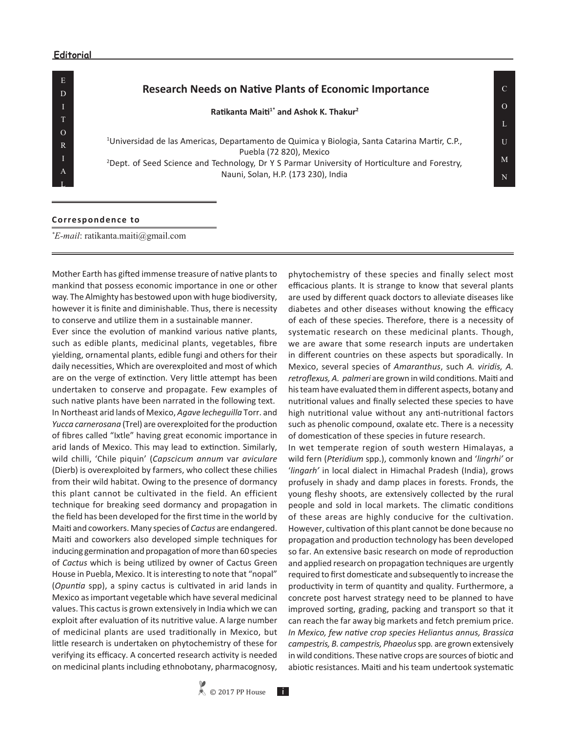Editorial

# Research Needs on Native Plants of Economic Importance

**Ratikanta Maiti[1*] and Ashok K. Thakur[2]**

[1]Universidad de las Americas, Departamento de Quimica y Biologia, Santa Catarina Martir, C.P., Puebla (72 820), Mexico
[2]Dept. of Seed Science and Technology, Dr Y S Parmar University of Horticulture and Forestry, Nauni, Solan, H.P. (173 230), India

**Correspondence to**

*E-mail*: ratikanta.maiti@gmail.com

Mother Earth has gifted immense treasure of native plants to mankind that possess economic importance in one or other way. The Almighty has bestowed upon with huge biodiversity, however it is finite and diminishable. Thus, there is necessity to conserve and utilize them in a sustainable manner.

Ever since the evolution of mankind various native plants, such as edible plants, medicinal plants, vegetables, fibre yielding, ornamental plants, edible fungi and others for their daily necessities, Which are overexploited and most of which are on the verge of extinction. Very little attempt has been undertaken to conserve and propagate. Few examples of such native plants have been narrated in the following text.

In Northeast arid lands of Mexico, *Agave lecheguilla* Torr. and *Yucca carnerosana* (Trel) are overexploited for the production of fibres called "Ixtle" having great economic importance in arid lands of Mexico. This may lead to extinction. Similarly, wild chilli, 'Chile piquin' (*Capscicum annum* var *aviculare* (Dierb) is overexploited by farmers, who collect these chilies from their wild habitat. Owing to the presence of dormancy this plant cannot be cultivated in the field. An efficient technique for breaking seed dormancy and propagation in the field has been developed for the first time in the world by Maiti and coworkers. Many species of *Cactus* are endangered. Maiti and coworkers also developed simple techniques for inducing germination and propagation of more than 60 species of *Cactus* which is being utilized by owner of Cactus Green House in Puebla, Mexico. It is interesting to note that "nopal" (*Opuntia* spp), a spiny cactus is cultivated in arid lands in Mexico as important vegetable which have several medicinal values. This cactus is grown extensively in India which we can exploit after evaluation of its nutritive value. A large number of medicinal plants are used traditionally in Mexico, but little research is undertaken on phytochemistry of these for verifying its efficacy. A concerted research activity is needed on medicinal plants including ethnobotany, pharmacognosy, phytochemistry of these species and finally select most efficacious plants. It is strange to know that several plants are used by different quack doctors to alleviate diseases like diabetes and other diseases without knowing the efficacy of each of these species. Therefore, there is a necessity of systematic research on these medicinal plants. Though, we are aware that some research inputs are undertaken in different countries on these aspects but sporadically. In Mexico, several species of *Amaranthus*, such *A. viridis, A. retroflexus, A. palmeri* are grown in wild conditions. Maiti and his team have evaluated them in different aspects, botany and nutritional values and finally selected these species to have high nutritional value without any anti-nutritional factors such as phenolic compound, oxalate etc. There is a necessity of domestication of these species in future research.

In wet temperate region of south western Himalayas, a wild fern (*Pteridium* spp.), commonly known and '*lingrhi*' or '*lingarh*' in local dialect in Himachal Pradesh (India), grows profusely in shady and damp places in forests. Fronds, the young fleshy shoots, are extensively collected by the rural people and sold in local markets. The climatic conditions of these areas are highly conducive for the cultivation. However, cultivation of this plant cannot be done because no propagation and production technology has been developed so far. An extensive basic research on mode of reproduction and applied research on propagation techniques are urgently required to first domesticate and subsequently to increase the productivity in term of quantity and quality. Furthermore, a concrete post harvest strategy need to be planned to have improved sorting, grading, packing and transport so that it can reach the far away big markets and fetch premium price. *In Mexico, few native crop species Heliantus annus, Brassica campestris, B. campestris, Phaeolus* spp. are grown extensively in wild conditions. These native crops are sources of biotic and abiotic resistances. Maiti and his team undertook systematic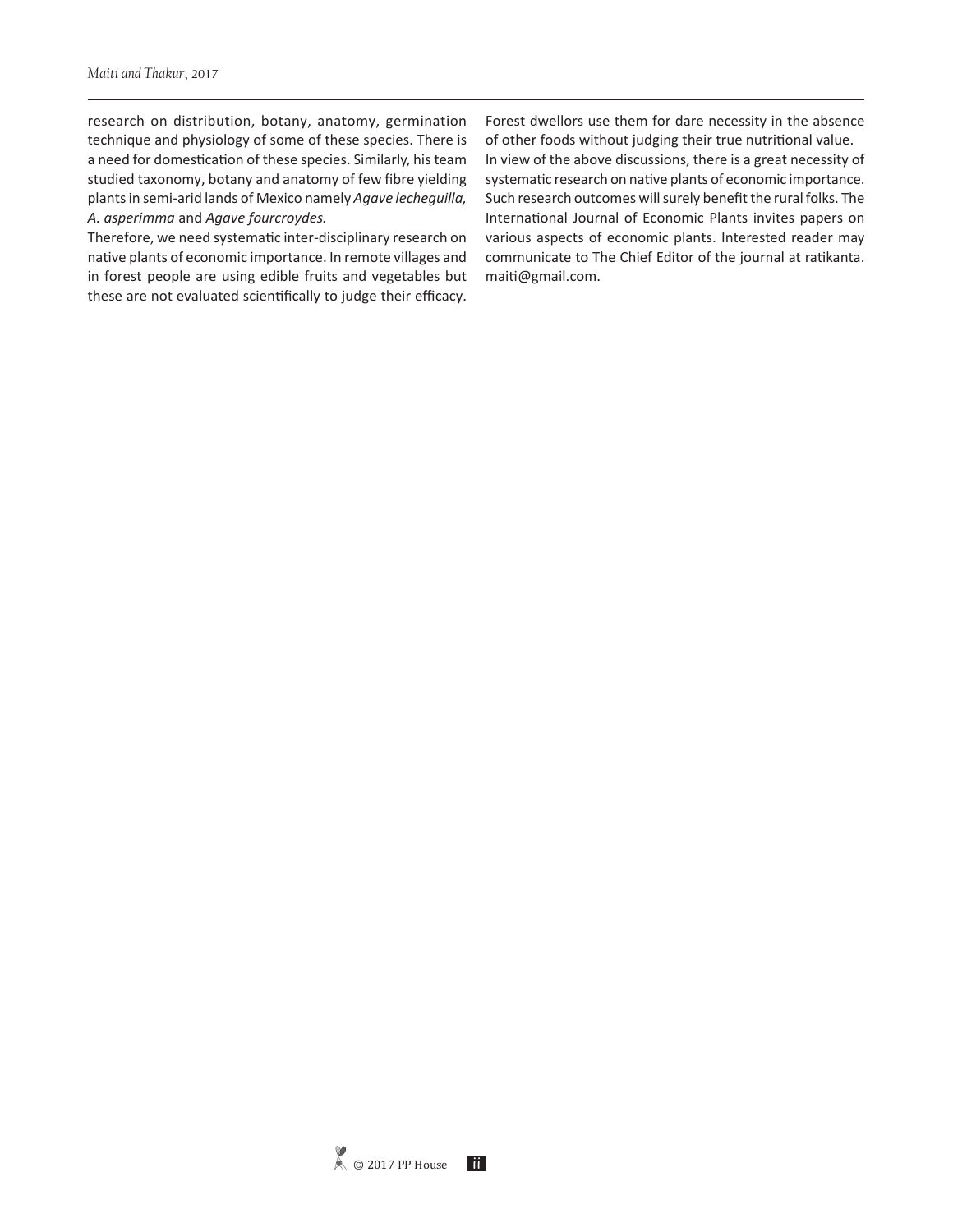research on distribution, botany, anatomy, germination technique and physiology of some of these species. There is a need for domestication of these species. Similarly, his team studied taxonomy, botany and anatomy of few fibre yielding plants in semi-arid lands of Mexico namely *Agave lecheguilla, A. asperimma* and *Agave fourcroydes.*

Therefore, we need systematic inter-disciplinary research on native plants of economic importance. In remote villages and in forest people are using edible fruits and vegetables but these are not evaluated scientifically to judge their efficacy. Forest dwellors use them for dare necessity in the absence of other foods without judging their true nutritional value.

In view of the above discussions, there is a great necessity of systematic research on native plants of economic importance. Such research outcomes will surely benefit the rural folks. The International Journal of Economic Plants invites papers on various aspects of economic plants. Interested reader may communicate to The Chief Editor of the journal at ratikanta.maiti@gmail.com.